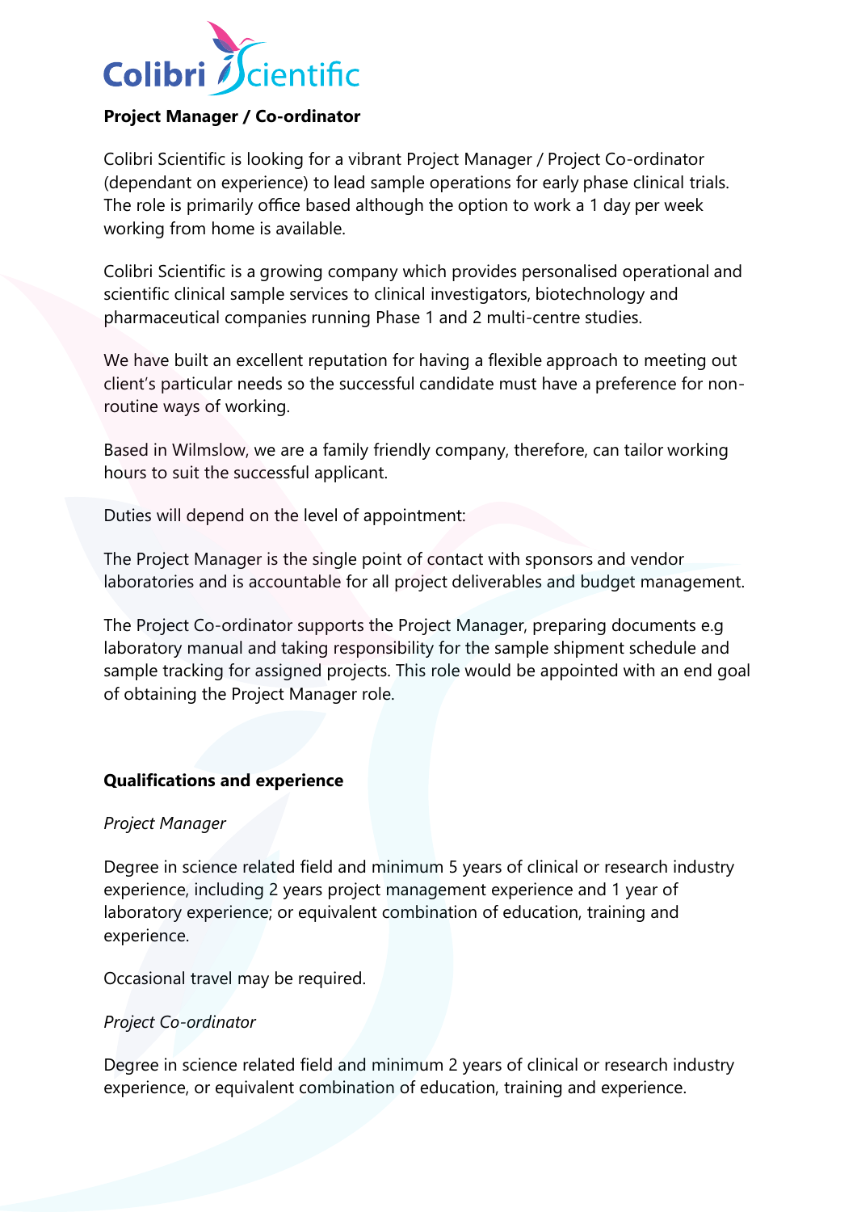**Project Manager / Co-ordinator**

Colibri Scientific is looking for a vibrant Project Manager / Project Co-ordinator (dependant on experience) to lead sample operations for early phase clinical trials. The role is primarily office based although the option to work a 1 day per week working from home is available.

Colibri Scientific is a growing company which provides personalised operational and scientific clinical sample services to clinical investigators, biotechnology and pharmaceutical companies running Phase 1 and 2 multi-centre studies.

We have built an excellent reputation for having a flexible approach to meeting out client's particular needs so the successful candidate must have a preference for non-routine ways of working.

Based in Wilmslow, we are a family friendly company, therefore, can tailor working hours to suit the successful applicant.

Duties will depend on the level of appointment:

The Project Manager is the single point of contact with sponsors and vendor laboratories and is accountable for all project deliverables and budget management.

The Project Co-ordinator supports the Project Manager, preparing documents e.g laboratory manual and taking responsibility for the sample shipment schedule and sample tracking for assigned projects. This role would be appointed with an end goal of obtaining the Project Manager role.

**Qualifications and experience**

*Project Manager*

Degree in science related field and minimum 5 years of clinical or research industry experience, including 2 years project management experience and 1 year of laboratory experience; or equivalent combination of education, training and experience.

Occasional travel may be required.

*Project Co-ordinator*

Degree in science related field and minimum 2 years of clinical or research industry experience, or equivalent combination of education, training and experience.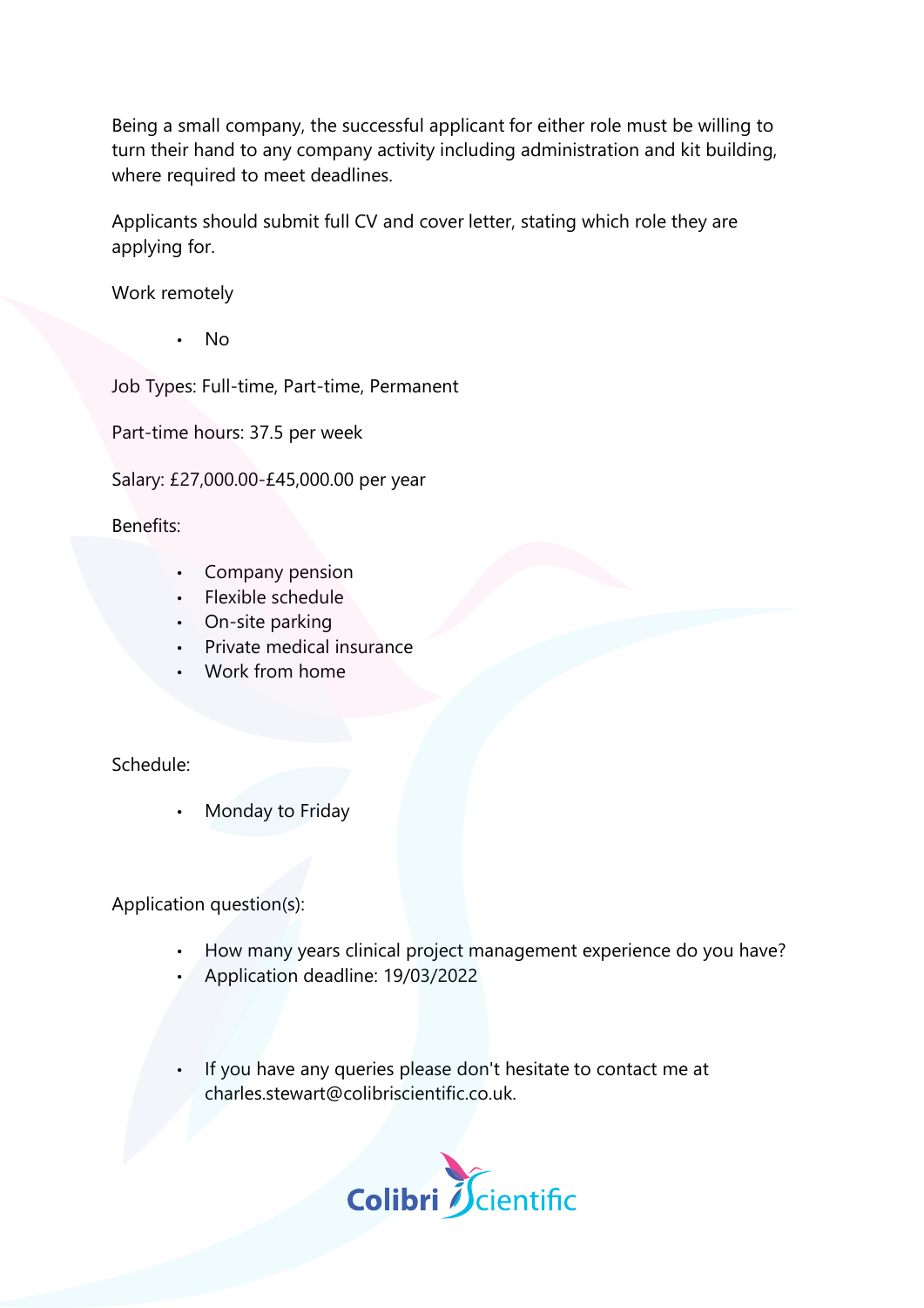Being a small company, the successful applicant for either role must be willing to turn their hand to any company activity including administration and kit building, where required to meet deadlines.

Applicants should submit full CV and cover letter, stating which role they are applying for.

Work remotely

- No

Job Types: Full-time, Part-time, Permanent

Part-time hours: 37.5 per week

Salary: £27,000.00-£45,000.00 per year

Benefits:

- Company pension
- Flexible schedule
- On-site parking
- Private medical insurance
- Work from home

Schedule:

- Monday to Friday

Application question(s):

- How many years clinical project management experience do you have?
- Application deadline: 19/03/2022

- If you have any queries please don't hesitate to contact me at charles.stewart@colibriscientific.co.uk.

Colibri Scientific